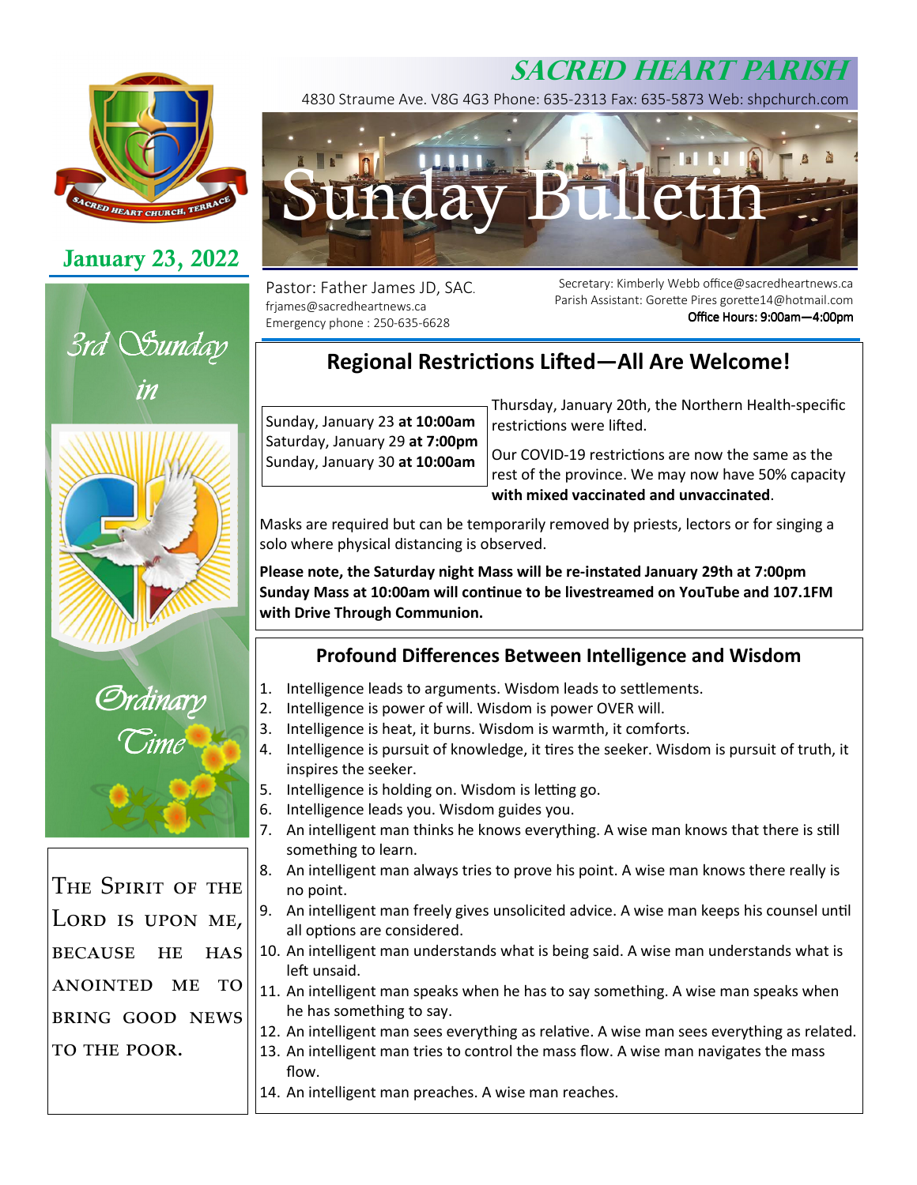# SACRED HEART PARISH

4830 Straume Ave. V8G 4G3 Phone: 635-2313 Fax: 635-5873 Web: shpchurch.com

# Sunday Bulletin

**January 23, 2022**

Pastor: Father James JD, SAC.
frjames@sacredheartnews.ca
Emergency phone : 250-635-6628

Secretary: Kimberly Webb office@sacredheartnews.ca
Parish Assistant: Gorette Pires gorette14@hotmail.com
Office Hours: 9:00am—4:00pm

*3rd Sunday in Ordinary Time*

THE SPIRIT OF THE LORD IS UPON ME, BECAUSE HE HAS ANOINTED ME TO BRING GOOD NEWS TO THE POOR.

## Regional Restrictions Lifted—All Are Welcome!

Sunday, January 23 **at 10:00am**
Saturday, January 29 **at 7:00pm**
Sunday, January 30 **at 10:00am**

Thursday, January 20th, the Northern Health-specific restrictions were lifted.

Our COVID-19 restrictions are now the same as the rest of the province. We may now have 50% capacity **with mixed vaccinated and unvaccinated**.

Masks are required but can be temporarily removed by priests, lectors or for singing a solo where physical distancing is observed.

**Please note, the Saturday night Mass will be re-instated January 29th at 7:00pm Sunday Mass at 10:00am will continue to be livestreamed on YouTube and 107.1FM with Drive Through Communion.**

## Profound Differences Between Intelligence and Wisdom

1. Intelligence leads to arguments. Wisdom leads to settlements.
2. Intelligence is power of will. Wisdom is power OVER will.
3. Intelligence is heat, it burns. Wisdom is warmth, it comforts.
4. Intelligence is pursuit of knowledge, it tires the seeker. Wisdom is pursuit of truth, it inspires the seeker.
5. Intelligence is holding on. Wisdom is letting go.
6. Intelligence leads you. Wisdom guides you.
7. An intelligent man thinks he knows everything. A wise man knows that there is still something to learn.
8. An intelligent man always tries to prove his point. A wise man knows there really is no point.
9. An intelligent man freely gives unsolicited advice. A wise man keeps his counsel until all options are considered.
10. An intelligent man understands what is being said. A wise man understands what is left unsaid.
11. An intelligent man speaks when he has to say something. A wise man speaks when he has something to say.
12. An intelligent man sees everything as relative. A wise man sees everything as related.
13. An intelligent man tries to control the mass flow. A wise man navigates the mass flow.
14. An intelligent man preaches. A wise man reaches.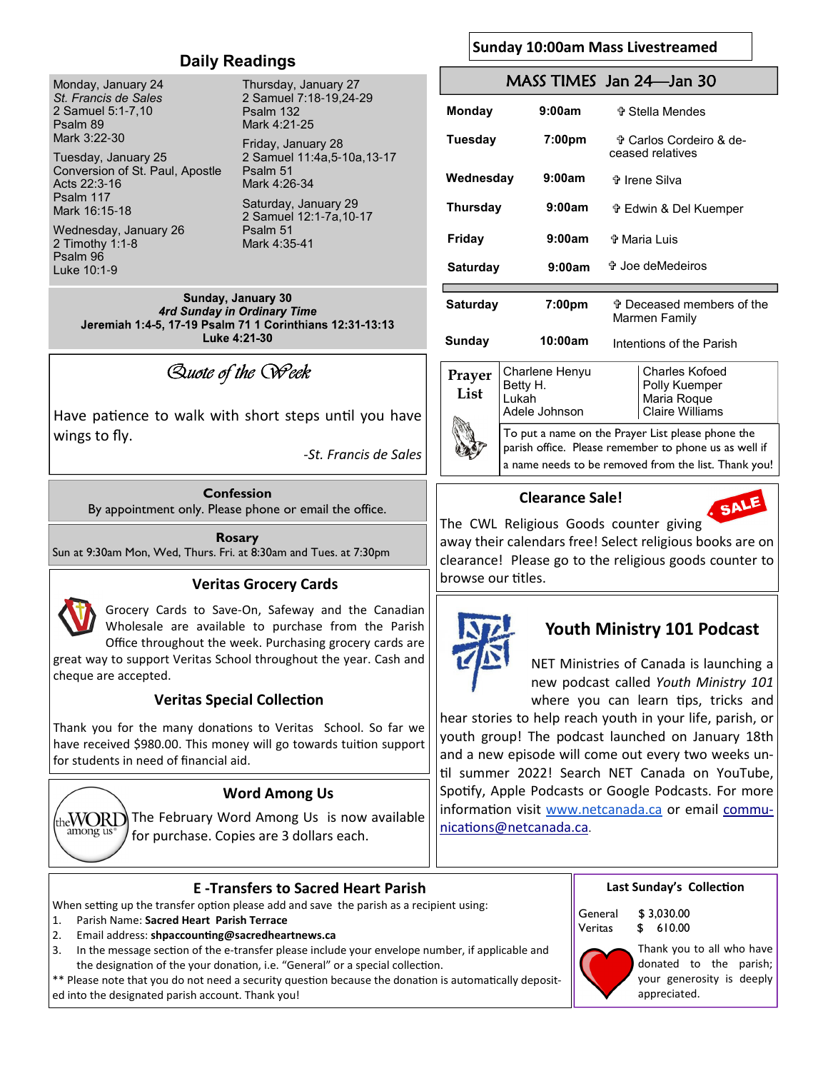## Daily Readings

Monday, January 24
*St. Francis de Sales*
2 Samuel 5:1-7,10
Psalm 89
Mark 3:22-30

Tuesday, January 25
Conversion of St. Paul, Apostle
Acts 22:3-16
Psalm 117
Mark 16:15-18

Wednesday, January 26
2 Timothy 1:1-8
Psalm 96
Luke 10:1-9

Thursday, January 27
2 Samuel 7:18-19,24-29
Psalm 132
Mark 4:21-25

Friday, January 28
2 Samuel 11:4a,5-10a,13-17
Psalm 51
Mark 4:26-34

Saturday, January 29
2 Samuel 12:1-7a,10-17
Psalm 51
Mark 4:35-41

**Sunday, January 30**
***4rd Sunday in Ordinary Time***
**Jeremiah 1:4-5, 17-19 Psalm 71 1 Corinthians 12:31-13:13**
**Luke 4:21-30**

### *Quote of the Week*

Have patience to walk with short steps until you have wings to fly.

*-St. Francis de Sales*

**Confession**
By appointment only. Please phone or email the office.

**Rosary**
Sun at 9:30am Mon, Wed, Thurs. Fri. at 8:30am and Tues. at 7:30pm

### Veritas Grocery Cards

Grocery Cards to Save-On, Safeway and the Canadian Wholesale are available to purchase from the Parish Office throughout the week. Purchasing grocery cards are great way to support Veritas School throughout the year. Cash and cheque are accepted.

### Veritas Special Collection

Thank you for the many donations to Veritas School. So far we have received $980.00. This money will go towards tuition support for students in need of financial aid.

### Word Among Us

The February Word Among Us is now available for purchase. Copies are 3 dollars each.

**Sunday 10:00am Mass Livestreamed**

### MASS TIMES Jan 24—Jan 30

| | | |
|---|---|---|
| **Monday** | **9:00am** | ✞ Stella Mendes |
| **Tuesday** | **7:00pm** | ✞ Carlos Cordeiro & deceased relatives |
| **Wednesday** | **9:00am** | ✞ Irene Silva |
| **Thursday** | **9:00am** | ✞ Edwin & Del Kuemper |
| **Friday** | **9:00am** | ✞ Maria Luis |
| **Saturday** | **9:00am** | ✞ Joe deMedeiros |
| **Saturday** | **7:00pm** | ✞ Deceased members of the Marmen Family |
| **Sunday** | **10:00am** | Intentions of the Parish |

**Prayer List**

| | |
|---|---|
| Charlene Henyu | Charles Kofoed |
| Betty H. | Polly Kuemper |
| Lukah | Maria Roque |
| Adele Johnson | Claire Williams |

To put a name on the Prayer List please phone the parish office. Please remember to phone us as well if a name needs to be removed from the list. Thank you!

### Clearance Sale!

SALE

The CWL Religious Goods counter giving away their calendars free! Select religious books are on clearance! Please go to the religious goods counter to browse our titles.

### Youth Ministry 101 Podcast

NET Ministries of Canada is launching a new podcast called *Youth Ministry 101* where you can learn tips, tricks and hear stories to help reach youth in your life, parish, or youth group! The podcast launched on January 18th and a new episode will come out every two weeks until summer 2022! Search NET Canada on YouTube, Spotify, Apple Podcasts or Google Podcasts. For more information visit www.netcanada.ca or email communications@netcanada.ca.

### E -Transfers to Sacred Heart Parish

When setting up the transfer option please add and save the parish as a recipient using:

1. Parish Name: **Sacred Heart Parish Terrace**
2. Email address: **shpaccounting@sacredheartnews.ca**
3. In the message section of the e-transfer please include your envelope number, if applicable and the designation of the your donation, i.e. "General" or a special collection.

** Please note that you do not need a security question because the donation is automatically deposited into the designated parish account. Thank you!

**Last Sunday's Collection**

| | |
|---|---|
| General | $ 3,030.00 |
| Veritas | $ 610.00 |

Thank you to all who have donated to the parish; your generosity is deeply appreciated.